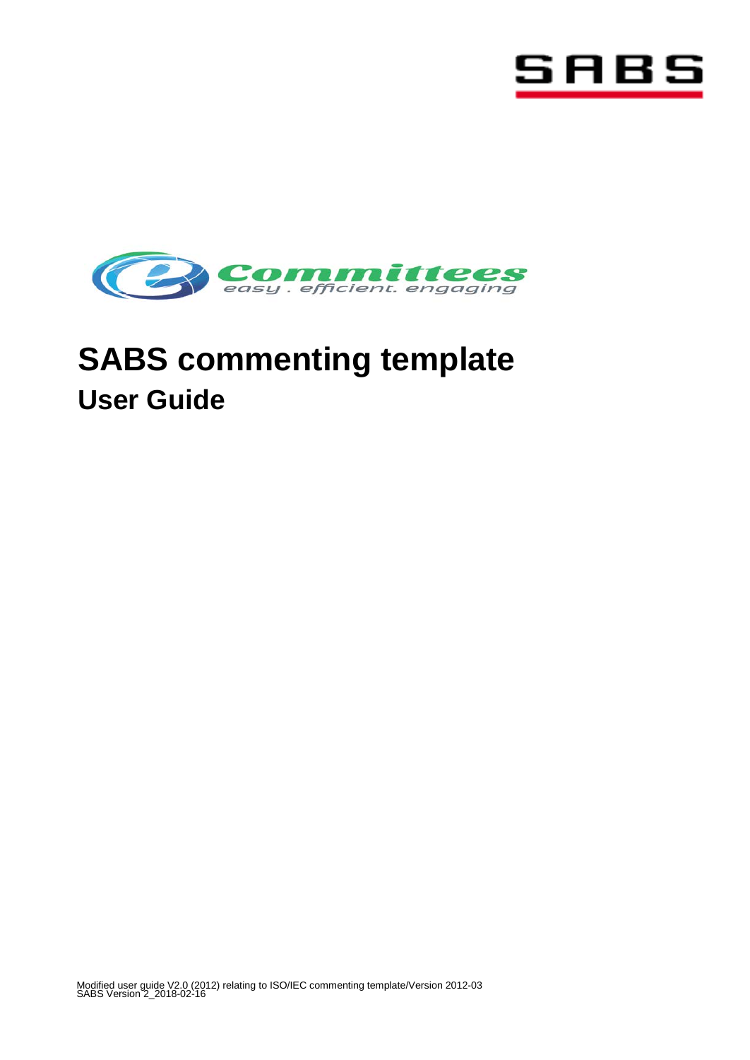SABS

Committees
easy . efficient. engaging

# SABS commenting template

## User Guide

Modified user guide V2.0 (2012) relating to ISO/IEC commenting template/Version 2012-03
SABS Version 2_2018-02-16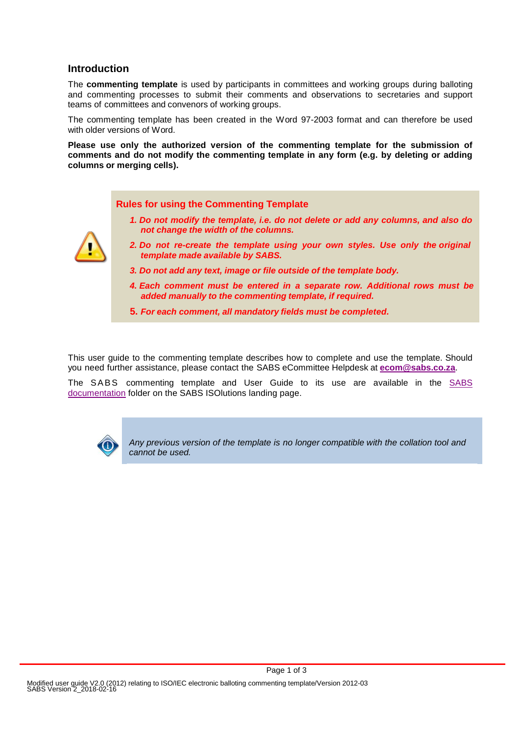## Introduction

The **commenting template** is used by participants in committees and working groups during balloting and commenting processes to submit their comments and observations to secretaries and support teams of committees and convenors of working groups.

The commenting template has been created in the Word 97-2003 format and can therefore be used with older versions of Word.

**Please use only the authorized version of the commenting template for the submission of comments and do not modify the commenting template in any form (e.g. by deleting or adding columns or merging cells).**

### Rules for using the Commenting Template

1. ***Do not modify the template, i.e. do not delete or add any columns, and also do not change the width of the columns.***
2. ***Do not re-create the template using your own styles. Use only the original template made available by SABS.***
3. ***Do not add any text, image or file outside of the template body.***
4. ***Each comment must be entered in a separate row. Additional rows must be added manually to the commenting template, if required.***
5. ***For each comment, all mandatory fields must be completed.***

This user guide to the commenting template describes how to complete and use the template. Should you need further assistance, please contact the SABS eCommittee Helpdesk at **ecom@sabs.co.za**.

The SABS commenting template and User Guide to its use are available in the SABS documentation folder on the SABS ISOlutions landing page.

*Any previous version of the template is no longer compatible with the collation tool and cannot be used.*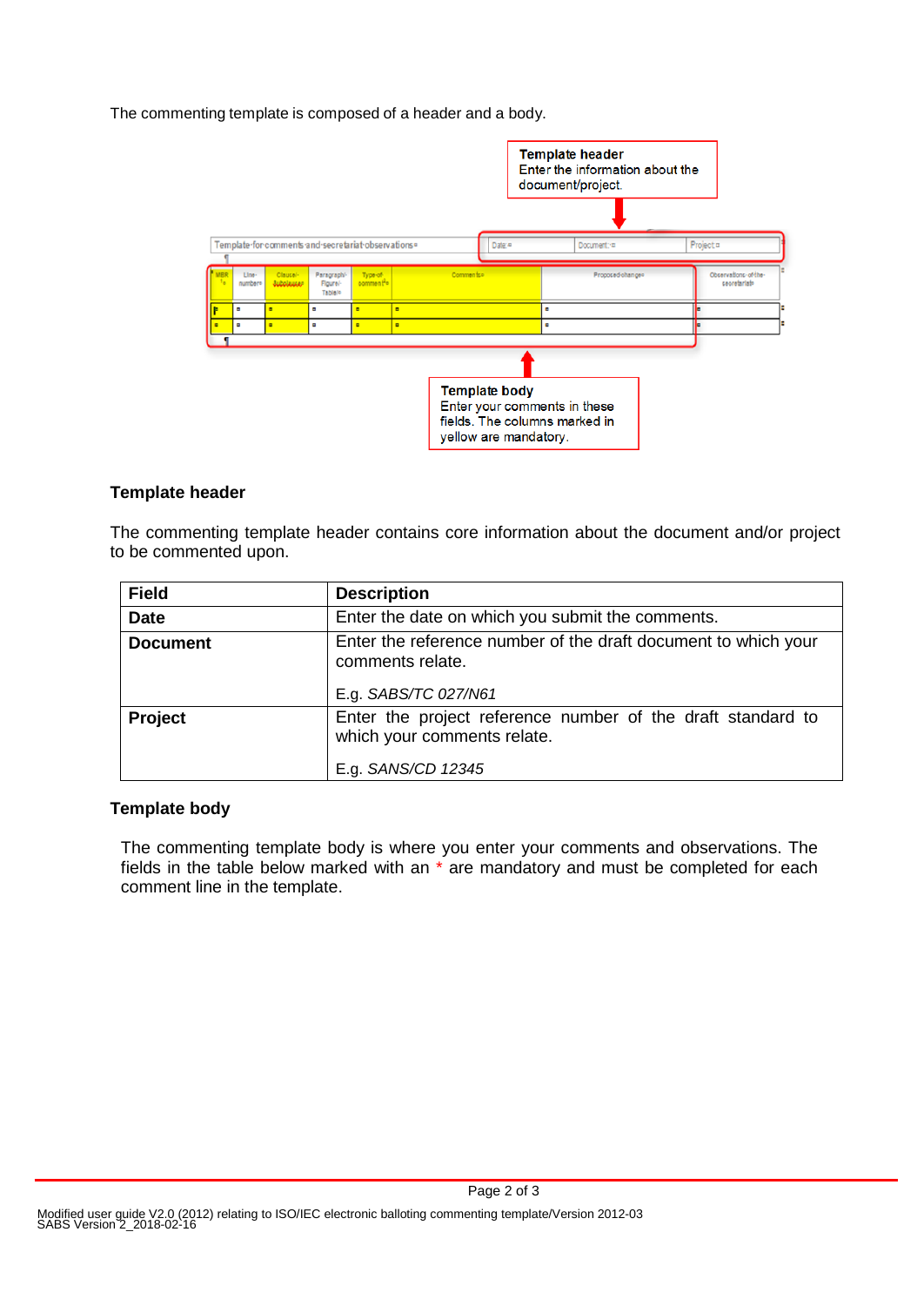The commenting template is composed of a header and a body.

**Template header**
Enter the information about the document/project.

**Template body**
Enter your comments in these fields. The columns marked in yellow are mandatory.

## Template header

The commenting template header contains core information about the document and/or project to be commented upon.

| Field | Description |
|---|---|
| **Date** | Enter the date on which you submit the comments. |
| **Document** | Enter the reference number of the draft document to which your comments relate.<br><br>E.g. *SABS/TC 027/N61* |
| **Project** | Enter the project reference number of the draft standard to which your comments relate.<br><br>E.g. *SANS/CD 12345* |

## Template body

The commenting template body is where you enter your comments and observations. The fields in the table below marked with an * are mandatory and must be completed for each comment line in the template.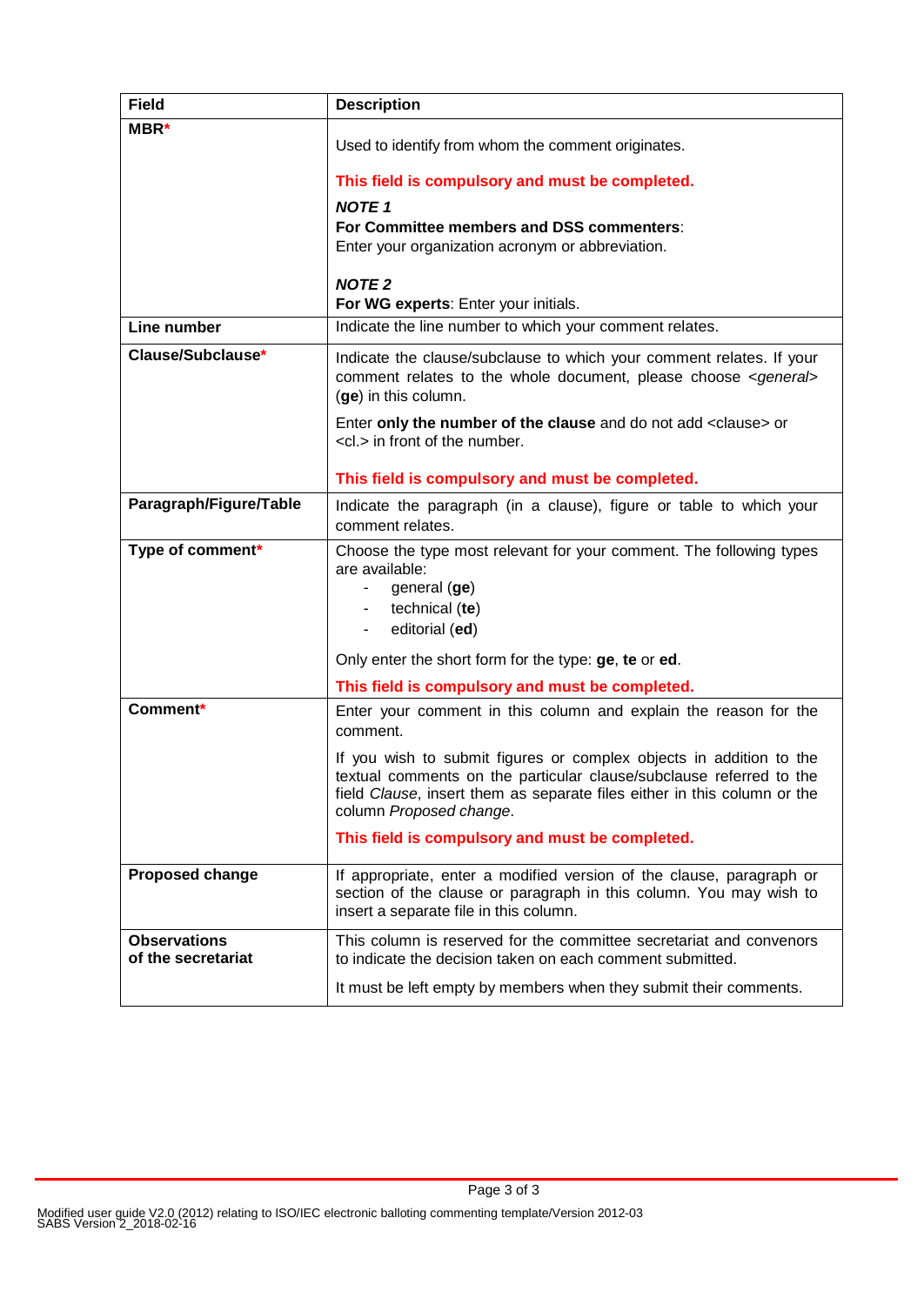| Field | Description |
|---|---|
| **MBR*** | Used to identify from whom the comment originates.<br><br>**This field is compulsory and must be completed.**<br><br>***NOTE 1***<br>**For Committee members and DSS commenters**:<br>Enter your organization acronym or abbreviation.<br><br>***NOTE 2***<br>**For WG experts**: Enter your initials. |
| **Line number** | Indicate the line number to which your comment relates. |
| **Clause/Subclause*** | Indicate the clause/subclause to which your comment relates. If your comment relates to the whole document, please choose <*general*> (**ge**) in this column.<br><br>Enter **only the number of the clause** and do not add <clause> or <cl.> in front of the number.<br><br>**This field is compulsory and must be completed.** |
| **Paragraph/Figure/Table** | Indicate the paragraph (in a clause), figure or table to which your comment relates. |
| **Type of comment*** | Choose the type most relevant for your comment. The following types are available:<br>- general (**ge**)<br>- technical (**te**)<br>- editorial (**ed**)<br><br>Only enter the short form for the type: **ge**, **te** or **ed**.<br><br>**This field is compulsory and must be completed.** |
| **Comment*** | Enter your comment in this column and explain the reason for the comment.<br><br>If you wish to submit figures or complex objects in addition to the textual comments on the particular clause/subclause referred to the field *Clause*, insert them as separate files either in this column or the column *Proposed change*.<br><br>**This field is compulsory and must be completed.** |
| **Proposed change** | If appropriate, enter a modified version of the clause, paragraph or section of the clause or paragraph in this column. You may wish to insert a separate file in this column. |
| **Observations of the secretariat** | This column is reserved for the committee secretariat and convenors to indicate the decision taken on each comment submitted.<br><br>It must be left empty by members when they submit their comments. |